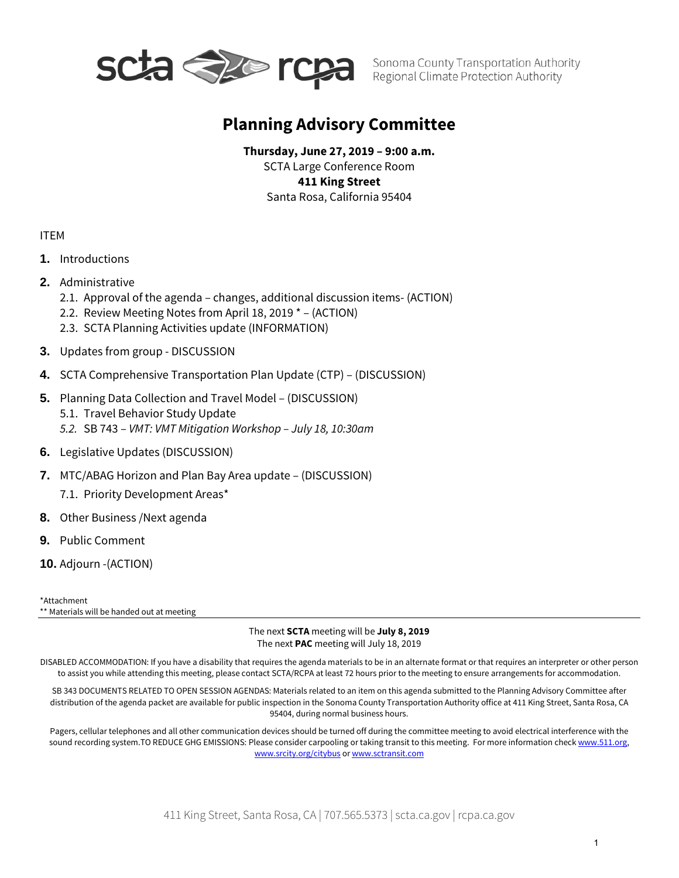Sonoma County Transportation Authority
Regional Climate Protection Authority

# Planning Advisory Committee

**Thursday, June 27, 2019 – 9:00 a.m.**
SCTA Large Conference Room
**411 King Street**
Santa Rosa, California 95404

ITEM

**1.** Introductions

**2.** Administrative
   2.1. Approval of the agenda – changes, additional discussion items- (ACTION)
   2.2. Review Meeting Notes from April 18, 2019 * – (ACTION)
   2.3. SCTA Planning Activities update (INFORMATION)

**3.** Updates from group - DISCUSSION

**4.** SCTA Comprehensive Transportation Plan Update (CTP) – (DISCUSSION)

**5.** Planning Data Collection and Travel Model – (DISCUSSION)
   5.1. Travel Behavior Study Update
   *5.2.* SB 743 – *VMT: VMT Mitigation Workshop – July 18, 10:30am*

**6.** Legislative Updates (DISCUSSION)

**7.** MTC/ABAG Horizon and Plan Bay Area update – (DISCUSSION)
   7.1. Priority Development Areas*

**8.** Other Business /Next agenda

**9.** Public Comment

**10.** Adjourn -(ACTION)

*Attachment
** Materials will be handed out at meeting

The next **SCTA** meeting will be **July 8, 2019**
The next **PAC** meeting will July 18, 2019

DISABLED ACCOMMODATION: If you have a disability that requires the agenda materials to be in an alternate format or that requires an interpreter or other person to assist you while attending this meeting, please contact SCTA/RCPA at least 72 hours prior to the meeting to ensure arrangements for accommodation.

SB 343 DOCUMENTS RELATED TO OPEN SESSION AGENDAS: Materials related to an item on this agenda submitted to the Planning Advisory Committee after distribution of the agenda packet are available for public inspection in the Sonoma County Transportation Authority office at 411 King Street, Santa Rosa, CA 95404, during normal business hours.

Pagers, cellular telephones and all other communication devices should be turned off during the committee meeting to avoid electrical interference with the sound recording system.TO REDUCE GHG EMISSIONS: Please consider carpooling or taking transit to this meeting. For more information check www.511.org, www.srcity.org/citybus or www.sctransit.com

411 King Street, Santa Rosa, CA | 707.565.5373 | scta.ca.gov | rcpa.ca.gov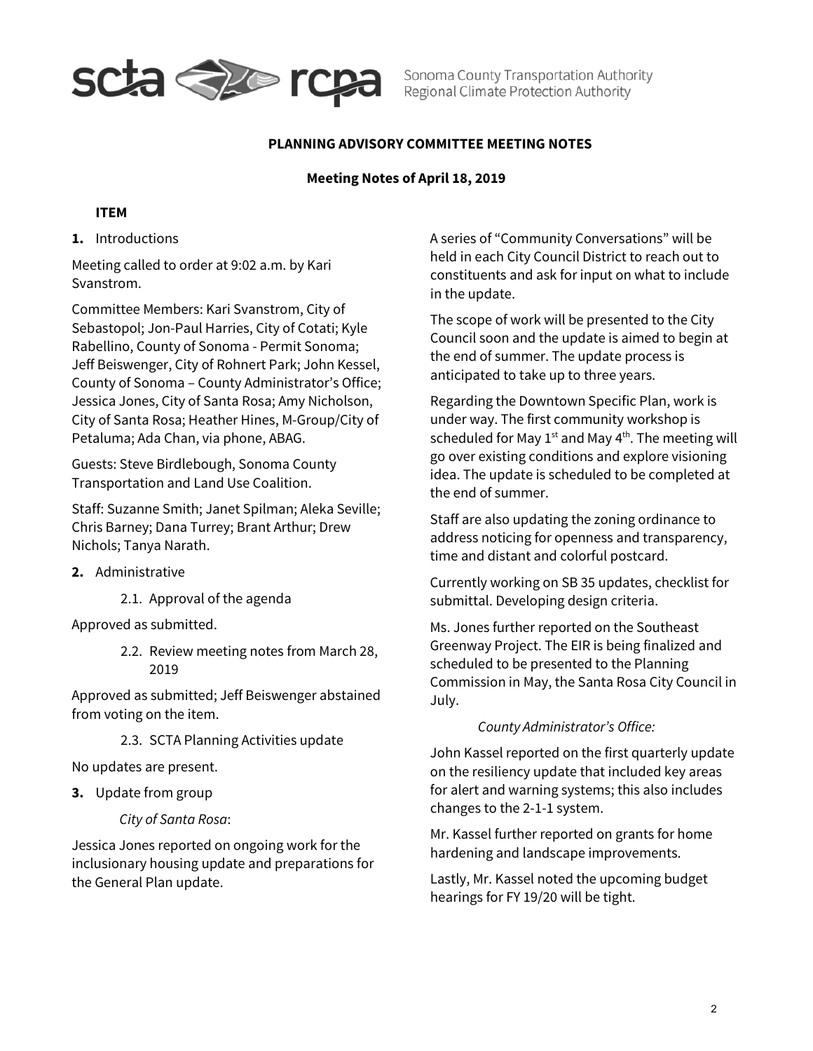Sonoma County Transportation Authority
Regional Climate Protection Authority

**PLANNING ADVISORY COMMITTEE MEETING NOTES**

**Meeting Notes of April 18, 2019**

**ITEM**

**1.** Introductions

Meeting called to order at 9:02 a.m. by Kari Svanstrom.

Committee Members: Kari Svanstrom, City of Sebastopol; Jon-Paul Harries, City of Cotati; Kyle Rabellino, County of Sonoma - Permit Sonoma; Jeff Beiswenger, City of Rohnert Park; John Kessel, County of Sonoma – County Administrator's Office; Jessica Jones, City of Santa Rosa; Amy Nicholson, City of Santa Rosa; Heather Hines, M-Group/City of Petaluma; Ada Chan, via phone, ABAG.

Guests: Steve Birdlebough, Sonoma County Transportation and Land Use Coalition.

Staff: Suzanne Smith; Janet Spilman; Aleka Seville; Chris Barney; Dana Turrey; Brant Arthur; Drew Nichols; Tanya Narath.

**2.** Administrative

2.1. Approval of the agenda

Approved as submitted.

2.2. Review meeting notes from March 28, 2019

Approved as submitted; Jeff Beiswenger abstained from voting on the item.

2.3. SCTA Planning Activities update

No updates are present.

**3.** Update from group

*City of Santa Rosa*:

Jessica Jones reported on ongoing work for the inclusionary housing update and preparations for the General Plan update.

A series of "Community Conversations" will be held in each City Council District to reach out to constituents and ask for input on what to include in the update.

The scope of work will be presented to the City Council soon and the update is aimed to begin at the end of summer. The update process is anticipated to take up to three years.

Regarding the Downtown Specific Plan, work is under way. The first community workshop is scheduled for May 1st and May 4th. The meeting will go over existing conditions and explore visioning idea. The update is scheduled to be completed at the end of summer.

Staff are also updating the zoning ordinance to address noticing for openness and transparency, time and distant and colorful postcard.

Currently working on SB 35 updates, checklist for submittal. Developing design criteria.

Ms. Jones further reported on the Southeast Greenway Project. The EIR is being finalized and scheduled to be presented to the Planning Commission in May, the Santa Rosa City Council in July.

*County Administrator's Office:*

John Kassel reported on the first quarterly update on the resiliency update that included key areas for alert and warning systems; this also includes changes to the 2-1-1 system.

Mr. Kassel further reported on grants for home hardening and landscape improvements.

Lastly, Mr. Kassel noted the upcoming budget hearings for FY 19/20 will be tight.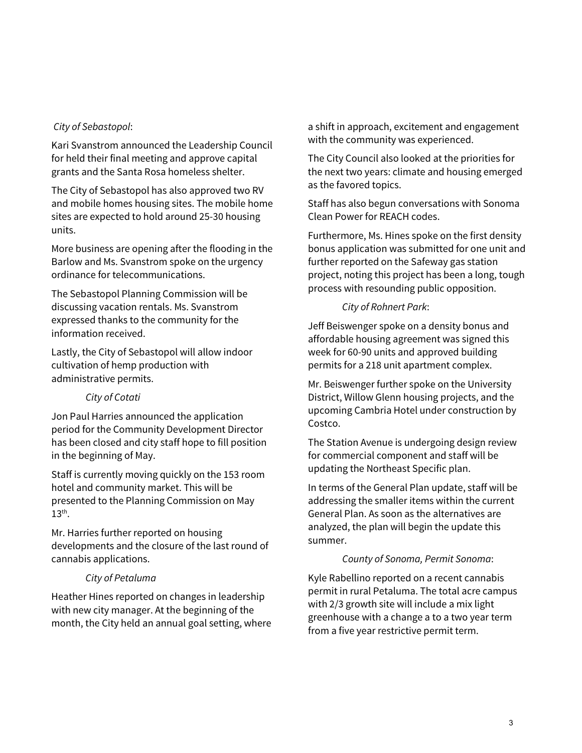*City of Sebastopol*:

Kari Svanstrom announced the Leadership Council for held their final meeting and approve capital grants and the Santa Rosa homeless shelter.

The City of Sebastopol has also approved two RV and mobile homes housing sites. The mobile home sites are expected to hold around 25-30 housing units.

More business are opening after the flooding in the Barlow and Ms. Svanstrom spoke on the urgency ordinance for telecommunications.

The Sebastopol Planning Commission will be discussing vacation rentals. Ms. Svanstrom expressed thanks to the community for the information received.

Lastly, the City of Sebastopol will allow indoor cultivation of hemp production with administrative permits.

*City of Cotati*

Jon Paul Harries announced the application period for the Community Development Director has been closed and city staff hope to fill position in the beginning of May.

Staff is currently moving quickly on the 153 room hotel and community market. This will be presented to the Planning Commission on May 13th.

Mr. Harries further reported on housing developments and the closure of the last round of cannabis applications.

*City of Petaluma*

Heather Hines reported on changes in leadership with new city manager. At the beginning of the month, the City held an annual goal setting, where a shift in approach, excitement and engagement with the community was experienced.

The City Council also looked at the priorities for the next two years: climate and housing emerged as the favored topics.

Staff has also begun conversations with Sonoma Clean Power for REACH codes.

Furthermore, Ms. Hines spoke on the first density bonus application was submitted for one unit and further reported on the Safeway gas station project, noting this project has been a long, tough process with resounding public opposition.

*City of Rohnert Park*:

Jeff Beiswenger spoke on a density bonus and affordable housing agreement was signed this week for 60-90 units and approved building permits for a 218 unit apartment complex.

Mr. Beiswenger further spoke on the University District, Willow Glenn housing projects, and the upcoming Cambria Hotel under construction by Costco.

The Station Avenue is undergoing design review for commercial component and staff will be updating the Northeast Specific plan.

In terms of the General Plan update, staff will be addressing the smaller items within the current General Plan. As soon as the alternatives are analyzed, the plan will begin the update this summer.

*County of Sonoma, Permit Sonoma*:

Kyle Rabellino reported on a recent cannabis permit in rural Petaluma. The total acre campus with 2/3 growth site will include a mix light greenhouse with a change a to a two year term from a five year restrictive permit term.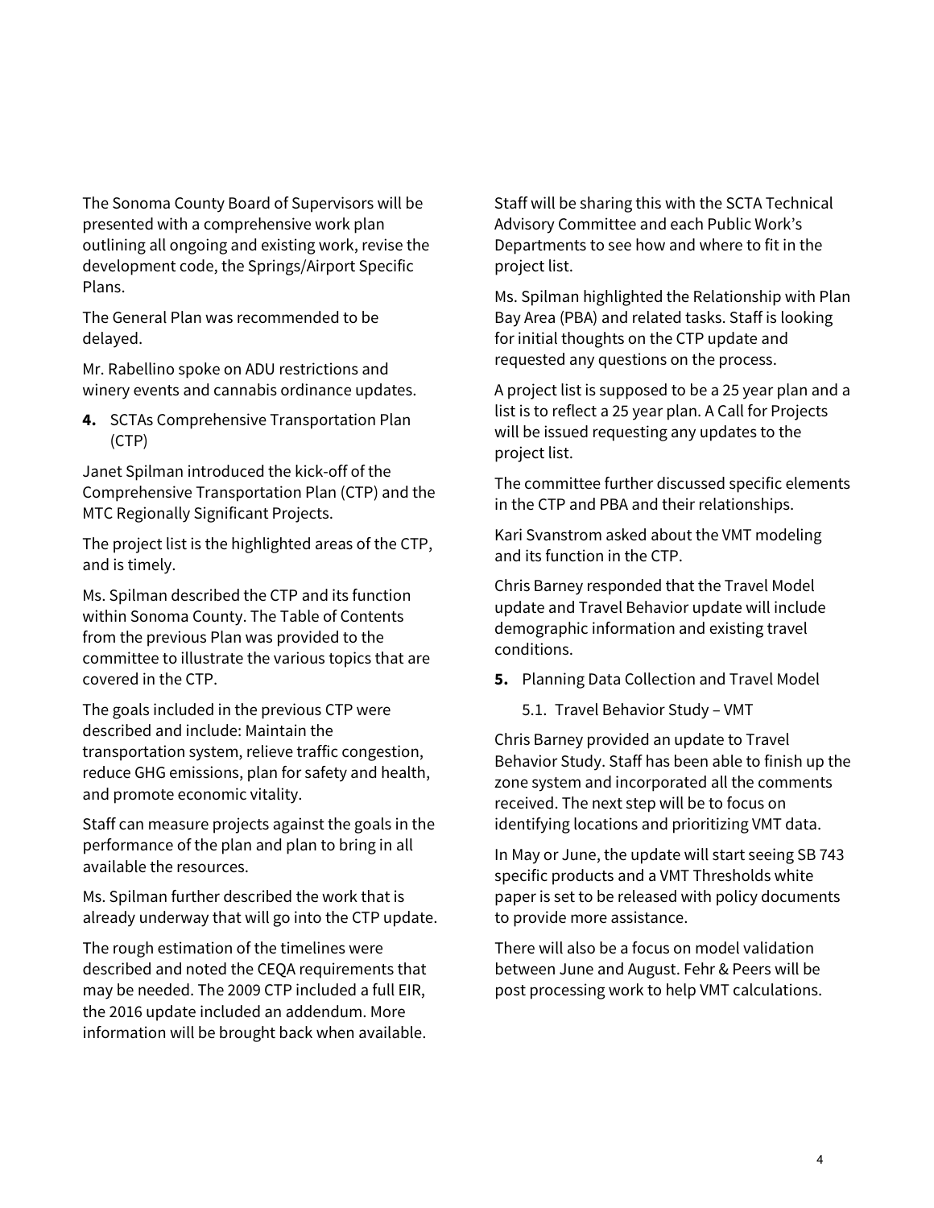The Sonoma County Board of Supervisors will be presented with a comprehensive work plan outlining all ongoing and existing work, revise the development code, the Springs/Airport Specific Plans.

The General Plan was recommended to be delayed.

Mr. Rabellino spoke on ADU restrictions and winery events and cannabis ordinance updates.

**4.** SCTAs Comprehensive Transportation Plan (CTP)

Janet Spilman introduced the kick-off of the Comprehensive Transportation Plan (CTP) and the MTC Regionally Significant Projects.

The project list is the highlighted areas of the CTP, and is timely.

Ms. Spilman described the CTP and its function within Sonoma County. The Table of Contents from the previous Plan was provided to the committee to illustrate the various topics that are covered in the CTP.

The goals included in the previous CTP were described and include: Maintain the transportation system, relieve traffic congestion, reduce GHG emissions, plan for safety and health, and promote economic vitality.

Staff can measure projects against the goals in the performance of the plan and plan to bring in all available the resources.

Ms. Spilman further described the work that is already underway that will go into the CTP update.

The rough estimation of the timelines were described and noted the CEQA requirements that may be needed. The 2009 CTP included a full EIR, the 2016 update included an addendum. More information will be brought back when available.

Staff will be sharing this with the SCTA Technical Advisory Committee and each Public Work's Departments to see how and where to fit in the project list.

Ms. Spilman highlighted the Relationship with Plan Bay Area (PBA) and related tasks. Staff is looking for initial thoughts on the CTP update and requested any questions on the process.

A project list is supposed to be a 25 year plan and a list is to reflect a 25 year plan. A Call for Projects will be issued requesting any updates to the project list.

The committee further discussed specific elements in the CTP and PBA and their relationships.

Kari Svanstrom asked about the VMT modeling and its function in the CTP.

Chris Barney responded that the Travel Model update and Travel Behavior update will include demographic information and existing travel conditions.

**5.** Planning Data Collection and Travel Model

5.1. Travel Behavior Study – VMT

Chris Barney provided an update to Travel Behavior Study. Staff has been able to finish up the zone system and incorporated all the comments received. The next step will be to focus on identifying locations and prioritizing VMT data.

In May or June, the update will start seeing SB 743 specific products and a VMT Thresholds white paper is set to be released with policy documents to provide more assistance.

There will also be a focus on model validation between June and August. Fehr & Peers will be post processing work to help VMT calculations.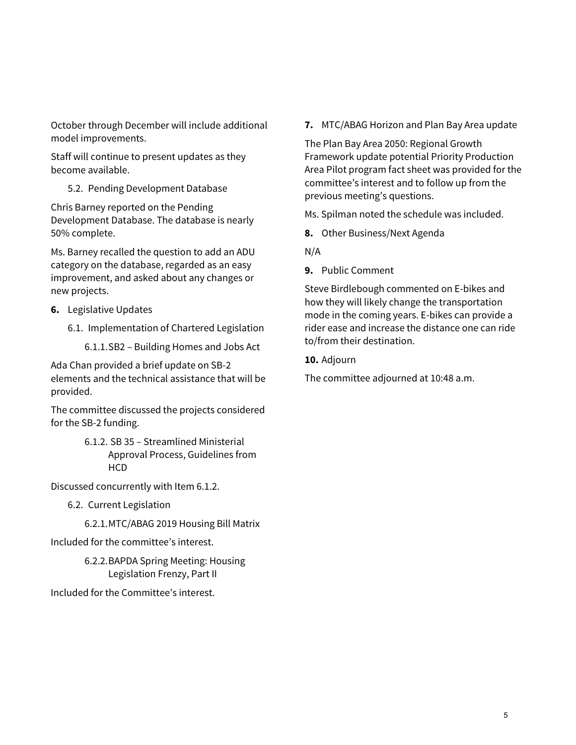October through December will include additional model improvements.

Staff will continue to present updates as they become available.

5.2. Pending Development Database

Chris Barney reported on the Pending Development Database. The database is nearly 50% complete.

Ms. Barney recalled the question to add an ADU category on the database, regarded as an easy improvement, and asked about any changes or new projects.

**6.** Legislative Updates

6.1. Implementation of Chartered Legislation

6.1.1. SB2 – Building Homes and Jobs Act

Ada Chan provided a brief update on SB-2 elements and the technical assistance that will be provided.

The committee discussed the projects considered for the SB-2 funding.

6.1.2. SB 35 – Streamlined Ministerial Approval Process, Guidelines from HCD

Discussed concurrently with Item 6.1.2.

6.2. Current Legislation

6.2.1. MTC/ABAG 2019 Housing Bill Matrix

Included for the committee's interest.

6.2.2. BAPDA Spring Meeting: Housing Legislation Frenzy, Part II

Included for the Committee's interest.

**7.** MTC/ABAG Horizon and Plan Bay Area update

The Plan Bay Area 2050: Regional Growth Framework update potential Priority Production Area Pilot program fact sheet was provided for the committee's interest and to follow up from the previous meeting's questions.

Ms. Spilman noted the schedule was included.

**8.** Other Business/Next Agenda

N/A

**9.** Public Comment

Steve Birdlebough commented on E-bikes and how they will likely change the transportation mode in the coming years. E-bikes can provide a rider ease and increase the distance one can ride to/from their destination.

**10.** Adjourn

The committee adjourned at 10:48 a.m.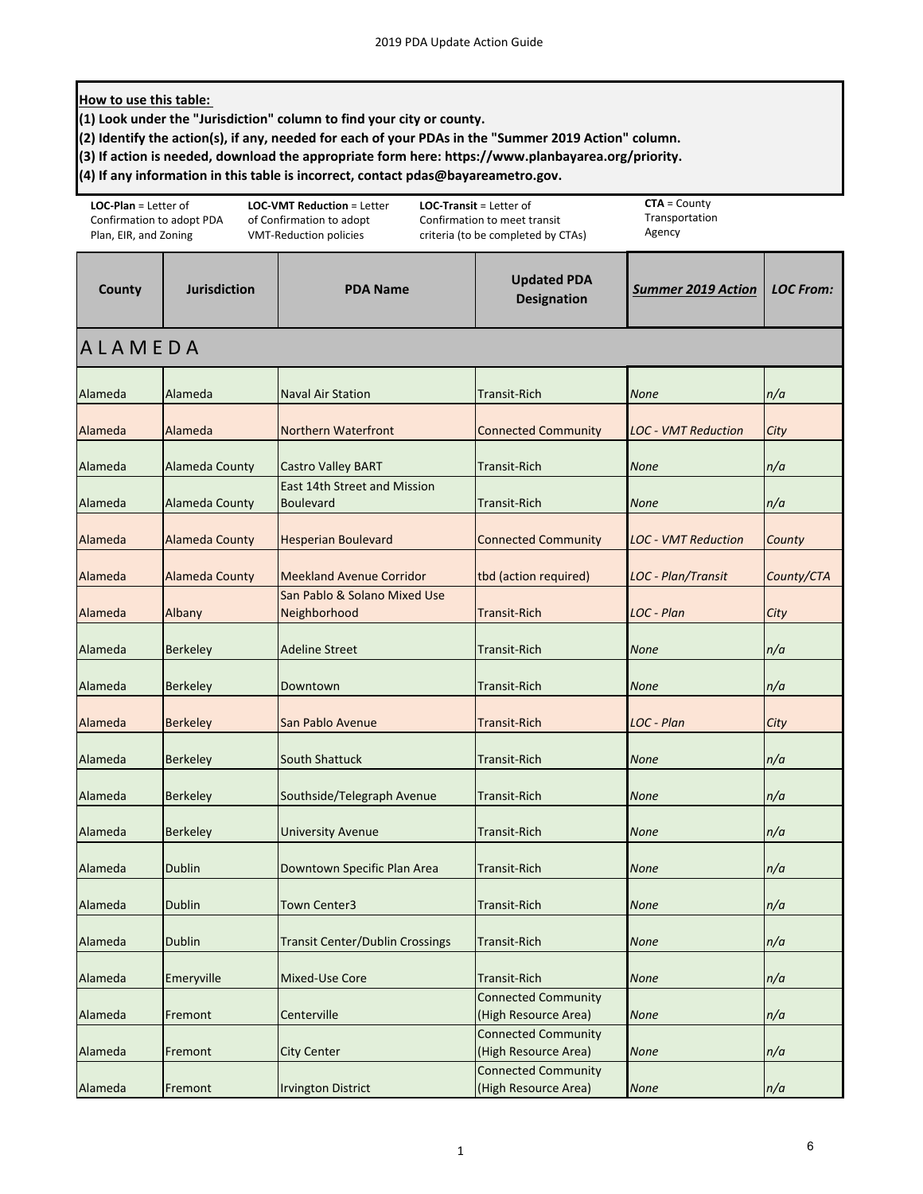**How to use this table:**

**(1) Look under the "Jurisdiction" column to find your city or county.**

**(2) Identify the action(s), if any, needed for each of your PDAs in the "Summer 2019 Action" column.**

**(3) If action is needed, download the appropriate form here: https://www.planbayarea.org/priority.**

**(4) If any information in this table is incorrect, contact pdas@bayareametro.gov.**

**LOC-Plan** = Letter of Confirmation to adopt PDA Plan, EIR, and Zoning

**LOC-VMT Reduction** = Letter of Confirmation to adopt VMT-Reduction policies

**LOC-Transit** = Letter of Confirmation to meet transit criteria (to be completed by CTAs)

**CTA** = County Transportation Agency

| County | Jurisdiction | PDA Name | Updated PDA Designation | ***Summer 2019 Action*** | *LOC From:* |
|---|---|---|---|---|---|
| **ALAMEDA** | | | | | |
| Alameda | Alameda | Naval Air Station | Transit-Rich | *None* | *n/a* |
| Alameda | Alameda | Northern Waterfront | Connected Community | *LOC - VMT Reduction* | *City* |
| Alameda | Alameda County | Castro Valley BART | Transit-Rich | *None* | *n/a* |
| Alameda | Alameda County | East 14th Street and Mission Boulevard | Transit-Rich | *None* | *n/a* |
| Alameda | Alameda County | Hesperian Boulevard | Connected Community | *LOC - VMT Reduction* | *County* |
| Alameda | Alameda County | Meekland Avenue Corridor | tbd (action required) | *LOC - Plan/Transit* | *County/CTA* |
| Alameda | Albany | San Pablo & Solano Mixed Use Neighborhood | Transit-Rich | *LOC - Plan* | *City* |
| Alameda | Berkeley | Adeline Street | Transit-Rich | *None* | *n/a* |
| Alameda | Berkeley | Downtown | Transit-Rich | *None* | *n/a* |
| Alameda | Berkeley | San Pablo Avenue | Transit-Rich | *LOC - Plan* | *City* |
| Alameda | Berkeley | South Shattuck | Transit-Rich | *None* | *n/a* |
| Alameda | Berkeley | Southside/Telegraph Avenue | Transit-Rich | *None* | *n/a* |
| Alameda | Berkeley | University Avenue | Transit-Rich | *None* | *n/a* |
| Alameda | Dublin | Downtown Specific Plan Area | Transit-Rich | *None* | *n/a* |
| Alameda | Dublin | Town Center3 | Transit-Rich | *None* | *n/a* |
| Alameda | Dublin | Transit Center/Dublin Crossings | Transit-Rich | *None* | *n/a* |
| Alameda | Emeryville | Mixed-Use Core | Transit-Rich | *None* | *n/a* |
| Alameda | Fremont | Centerville | Connected Community (High Resource Area) | *None* | *n/a* |
| Alameda | Fremont | City Center | Connected Community (High Resource Area) | *None* | *n/a* |
| Alameda | Fremont | Irvington District | Connected Community (High Resource Area) | *None* | *n/a* |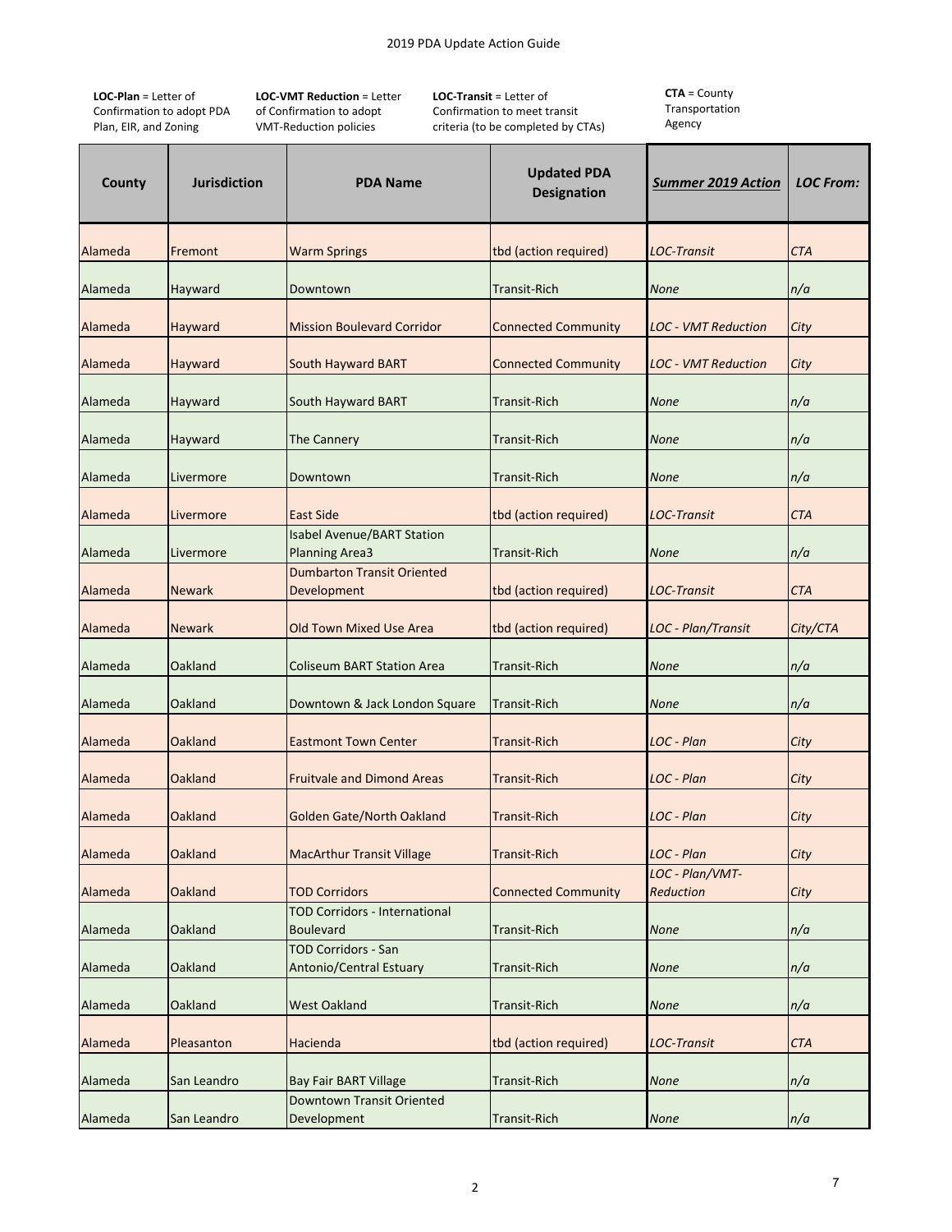**LOC-Plan** = Letter of Confirmation to adopt PDA Plan, EIR, and Zoning

**LOC-VMT Reduction** = Letter of Confirmation to adopt VMT-Reduction policies

**LOC-Transit** = Letter of Confirmation to meet transit criteria (to be completed by CTAs)

**CTA** = County Transportation Agency

| County | Jurisdiction | PDA Name | Updated PDA Designation | *Summer 2019 Action* | *LOC From:* |
|---|---|---|---|---|---|
| Alameda | Fremont | Warm Springs | tbd (action required) | *LOC-Transit* | *CTA* |
| Alameda | Hayward | Downtown | Transit-Rich | *None* | *n/a* |
| Alameda | Hayward | Mission Boulevard Corridor | Connected Community | *LOC - VMT Reduction* | *City* |
| Alameda | Hayward | South Hayward BART | Connected Community | *LOC - VMT Reduction* | *City* |
| Alameda | Hayward | South Hayward BART | Transit-Rich | *None* | *n/a* |
| Alameda | Hayward | The Cannery | Transit-Rich | *None* | *n/a* |
| Alameda | Livermore | Downtown | Transit-Rich | *None* | *n/a* |
| Alameda | Livermore | East Side | tbd (action required) | *LOC-Transit* | *CTA* |
| Alameda | Livermore | Isabel Avenue/BART Station Planning Area3 | Transit-Rich | *None* | *n/a* |
| Alameda | Newark | Dumbarton Transit Oriented Development | tbd (action required) | *LOC-Transit* | *CTA* |
| Alameda | Newark | Old Town Mixed Use Area | tbd (action required) | *LOC - Plan/Transit* | *City/CTA* |
| Alameda | Oakland | Coliseum BART Station Area | Transit-Rich | *None* | *n/a* |
| Alameda | Oakland | Downtown & Jack London Square | Transit-Rich | *None* | *n/a* |
| Alameda | Oakland | Eastmont Town Center | Transit-Rich | *LOC - Plan* | *City* |
| Alameda | Oakland | Fruitvale and Dimond Areas | Transit-Rich | *LOC - Plan* | *City* |
| Alameda | Oakland | Golden Gate/North Oakland | Transit-Rich | *LOC - Plan* | *City* |
| Alameda | Oakland | MacArthur Transit Village | Transit-Rich | *LOC - Plan* | *City* |
| Alameda | Oakland | TOD Corridors | Connected Community | *LOC - Plan/VMT-Reduction* | *City* |
| Alameda | Oakland | TOD Corridors - International Boulevard | Transit-Rich | *None* | *n/a* |
| Alameda | Oakland | TOD Corridors - San Antonio/Central Estuary | Transit-Rich | *None* | *n/a* |
| Alameda | Oakland | West Oakland | Transit-Rich | *None* | *n/a* |
| Alameda | Pleasanton | Hacienda | tbd (action required) | *LOC-Transit* | *CTA* |
| Alameda | San Leandro | Bay Fair BART Village | Transit-Rich | *None* | *n/a* |
| Alameda | San Leandro | Downtown Transit Oriented Development | Transit-Rich | *None* | *n/a* |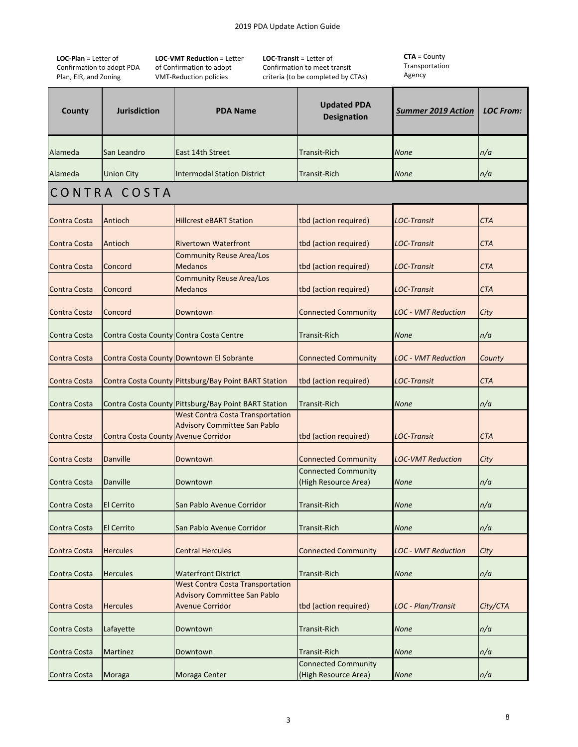**LOC-Plan** = Letter of Confirmation to adopt PDA Plan, EIR, and Zoning

**LOC-VMT Reduction** = Letter of Confirmation to adopt VMT-Reduction policies

**LOC-Transit** = Letter of Confirmation to meet transit criteria (to be completed by CTAs)

**CTA** = County Transportation Agency

| County | Jurisdiction | PDA Name | Updated PDA Designation | *Summer 2019 Action* | *LOC From:* |
|---|---|---|---|---|---|
| Alameda | San Leandro | East 14th Street | Transit-Rich | *None* | *n/a* |
| Alameda | Union City | Intermodal Station District | Transit-Rich | *None* | *n/a* |
| CONTRA COSTA | | | | | |
| Contra Costa | Antioch | Hillcrest eBART Station | tbd (action required) | *LOC-Transit* | *CTA* |
| Contra Costa | Antioch | Rivertown Waterfront | tbd (action required) | *LOC-Transit* | *CTA* |
| Contra Costa | Concord | Community Reuse Area/Los Medanos | tbd (action required) | *LOC-Transit* | *CTA* |
| Contra Costa | Concord | Community Reuse Area/Los Medanos | tbd (action required) | *LOC-Transit* | *CTA* |
| Contra Costa | Concord | Downtown | Connected Community | *LOC - VMT Reduction* | *City* |
| Contra Costa | Contra Costa County | Contra Costa Centre | Transit-Rich | *None* | *n/a* |
| Contra Costa | Contra Costa County | Downtown El Sobrante | Connected Community | *LOC - VMT Reduction* | *County* |
| Contra Costa | Contra Costa County | Pittsburg/Bay Point BART Station | tbd (action required) | *LOC-Transit* | *CTA* |
| Contra Costa | Contra Costa County | Pittsburg/Bay Point BART Station | Transit-Rich | *None* | *n/a* |
| Contra Costa | Contra Costa County | West Contra Costa Transportation Advisory Committee San Pablo Avenue Corridor | tbd (action required) | *LOC-Transit* | *CTA* |
| Contra Costa | Danville | Downtown | Connected Community | *LOC-VMT Reduction* | *City* |
| Contra Costa | Danville | Downtown | Connected Community (High Resource Area) | *None* | *n/a* |
| Contra Costa | El Cerrito | San Pablo Avenue Corridor | Transit-Rich | *None* | *n/a* |
| Contra Costa | El Cerrito | San Pablo Avenue Corridor | Transit-Rich | *None* | *n/a* |
| Contra Costa | Hercules | Central Hercules | Connected Community | *LOC - VMT Reduction* | *City* |
| Contra Costa | Hercules | Waterfront District | Transit-Rich | *None* | *n/a* |
| Contra Costa | Hercules | West Contra Costa Transportation Advisory Committee San Pablo Avenue Corridor | tbd (action required) | *LOC - Plan/Transit* | *City/CTA* |
| Contra Costa | Lafayette | Downtown | Transit-Rich | *None* | *n/a* |
| Contra Costa | Martinez | Downtown | Transit-Rich | *None* | *n/a* |
| Contra Costa | Moraga | Moraga Center | Connected Community (High Resource Area) | *None* | *n/a* |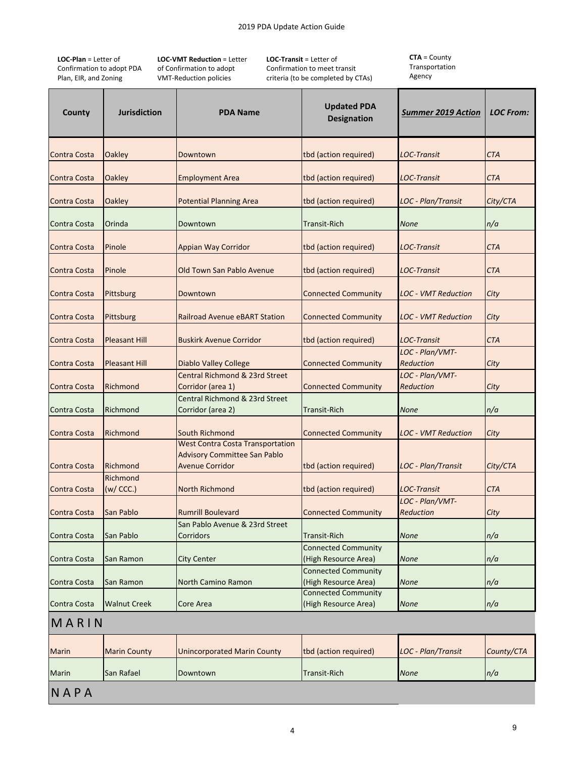**LOC-Plan** = Letter of Confirmation to adopt PDA Plan, EIR, and Zoning

**LOC-VMT Reduction** = Letter of Confirmation to adopt VMT-Reduction policies

**LOC-Transit** = Letter of Confirmation to meet transit criteria (to be completed by CTAs)

**CTA** = County Transportation Agency

| County | Jurisdiction | PDA Name | Updated PDA Designation | *Summer 2019 Action* | *LOC From:* |
|---|---|---|---|---|---|
| Contra Costa | Oakley | Downtown | tbd (action required) | *LOC-Transit* | *CTA* |
| Contra Costa | Oakley | Employment Area | tbd (action required) | *LOC-Transit* | *CTA* |
| Contra Costa | Oakley | Potential Planning Area | tbd (action required) | *LOC - Plan/Transit* | *City/CTA* |
| Contra Costa | Orinda | Downtown | Transit-Rich | *None* | *n/a* |
| Contra Costa | Pinole | Appian Way Corridor | tbd (action required) | *LOC-Transit* | *CTA* |
| Contra Costa | Pinole | Old Town San Pablo Avenue | tbd (action required) | *LOC-Transit* | *CTA* |
| Contra Costa | Pittsburg | Downtown | Connected Community | *LOC - VMT Reduction* | *City* |
| Contra Costa | Pittsburg | Railroad Avenue eBART Station | Connected Community | *LOC - VMT Reduction* | *City* |
| Contra Costa | Pleasant Hill | Buskirk Avenue Corridor | tbd (action required) | *LOC-Transit* | *CTA* |
| Contra Costa | Pleasant Hill | Diablo Valley College | Connected Community | *LOC - Plan/VMT-Reduction* | *City* |
| Contra Costa | Richmond | Central Richmond & 23rd Street Corridor (area 1) | Connected Community | *LOC - Plan/VMT-Reduction* | *City* |
| Contra Costa | Richmond | Central Richmond & 23rd Street Corridor (area 2) | Transit-Rich | *None* | *n/a* |
| Contra Costa | Richmond | South Richmond | Connected Community | *LOC - VMT Reduction* | *City* |
| Contra Costa | Richmond | West Contra Costa Transportation Advisory Committee San Pablo Avenue Corridor | tbd (action required) | *LOC - Plan/Transit* | *City/CTA* |
| Contra Costa | Richmond (w/ CCC.) | North Richmond | tbd (action required) | *LOC-Transit* | *CTA* |
| Contra Costa | San Pablo | Rumrill Boulevard | Connected Community | *LOC - Plan/VMT-Reduction* | *City* |
| Contra Costa | San Pablo | San Pablo Avenue & 23rd Street Corridors | Transit-Rich | *None* | *n/a* |
| Contra Costa | San Ramon | City Center | Connected Community (High Resource Area) | *None* | *n/a* |
| Contra Costa | San Ramon | North Camino Ramon | Connected Community (High Resource Area) | *None* | *n/a* |
| Contra Costa | Walnut Creek | Core Area | Connected Community (High Resource Area) | *None* | *n/a* |
| **MARIN** | | | | | |
| Marin | Marin County | Unincorporated Marin County | tbd (action required) | *LOC - Plan/Transit* | *County/CTA* |
| Marin | San Rafael | Downtown | Transit-Rich | *None* | *n/a* |
| **NAPA** | | | | | |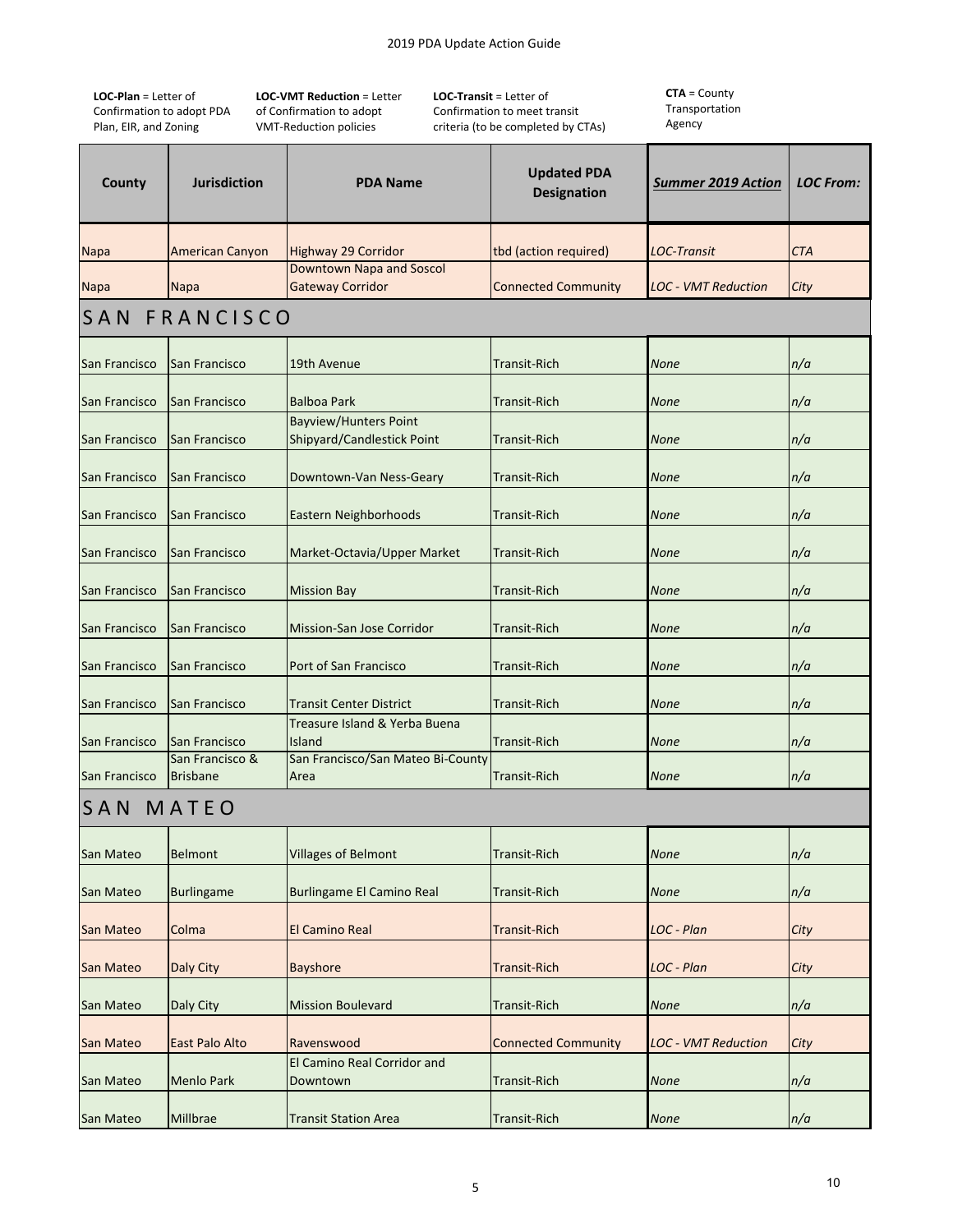**LOC-Plan** = Letter of Confirmation to adopt PDA Plan, EIR, and Zoning

**LOC-VMT Reduction** = Letter of Confirmation to adopt VMT-Reduction policies

**LOC-Transit** = Letter of Confirmation to meet transit criteria (to be completed by CTAs)

**CTA** = County Transportation Agency

| County | Jurisdiction | PDA Name | Updated PDA Designation | *Summer 2019 Action* | *LOC From:* |
|---|---|---|---|---|---|
| Napa | American Canyon | Highway 29 Corridor | tbd (action required) | *LOC-Transit* | *CTA* |
| Napa | Napa | Downtown Napa and Soscol Gateway Corridor | Connected Community | *LOC - VMT Reduction* | *City* |
| **SAN FRANCISCO** | | | | | |
| San Francisco | San Francisco | 19th Avenue | Transit-Rich | *None* | *n/a* |
| San Francisco | San Francisco | Balboa Park | Transit-Rich | *None* | *n/a* |
| San Francisco | San Francisco | Bayview/Hunters Point Shipyard/Candlestick Point | Transit-Rich | *None* | *n/a* |
| San Francisco | San Francisco | Downtown-Van Ness-Geary | Transit-Rich | *None* | *n/a* |
| San Francisco | San Francisco | Eastern Neighborhoods | Transit-Rich | *None* | *n/a* |
| San Francisco | San Francisco | Market-Octavia/Upper Market | Transit-Rich | *None* | *n/a* |
| San Francisco | San Francisco | Mission Bay | Transit-Rich | *None* | *n/a* |
| San Francisco | San Francisco | Mission-San Jose Corridor | Transit-Rich | *None* | *n/a* |
| San Francisco | San Francisco | Port of San Francisco | Transit-Rich | *None* | *n/a* |
| San Francisco | San Francisco | Transit Center District | Transit-Rich | *None* | *n/a* |
| San Francisco | San Francisco | Treasure Island & Yerba Buena Island | Transit-Rich | *None* | *n/a* |
| San Francisco | San Francisco & Brisbane | San Francisco/San Mateo Bi-County Area | Transit-Rich | *None* | *n/a* |
| **SAN MATEO** | | | | | |
| San Mateo | Belmont | Villages of Belmont | Transit-Rich | *None* | *n/a* |
| San Mateo | Burlingame | Burlingame El Camino Real | Transit-Rich | *None* | *n/a* |
| San Mateo | Colma | El Camino Real | Transit-Rich | *LOC - Plan* | *City* |
| San Mateo | Daly City | Bayshore | Transit-Rich | *LOC - Plan* | *City* |
| San Mateo | Daly City | Mission Boulevard | Transit-Rich | *None* | *n/a* |
| San Mateo | East Palo Alto | Ravenswood | Connected Community | *LOC - VMT Reduction* | *City* |
| San Mateo | Menlo Park | El Camino Real Corridor and Downtown | Transit-Rich | *None* | *n/a* |
| San Mateo | Millbrae | Transit Station Area | Transit-Rich | *None* | *n/a* |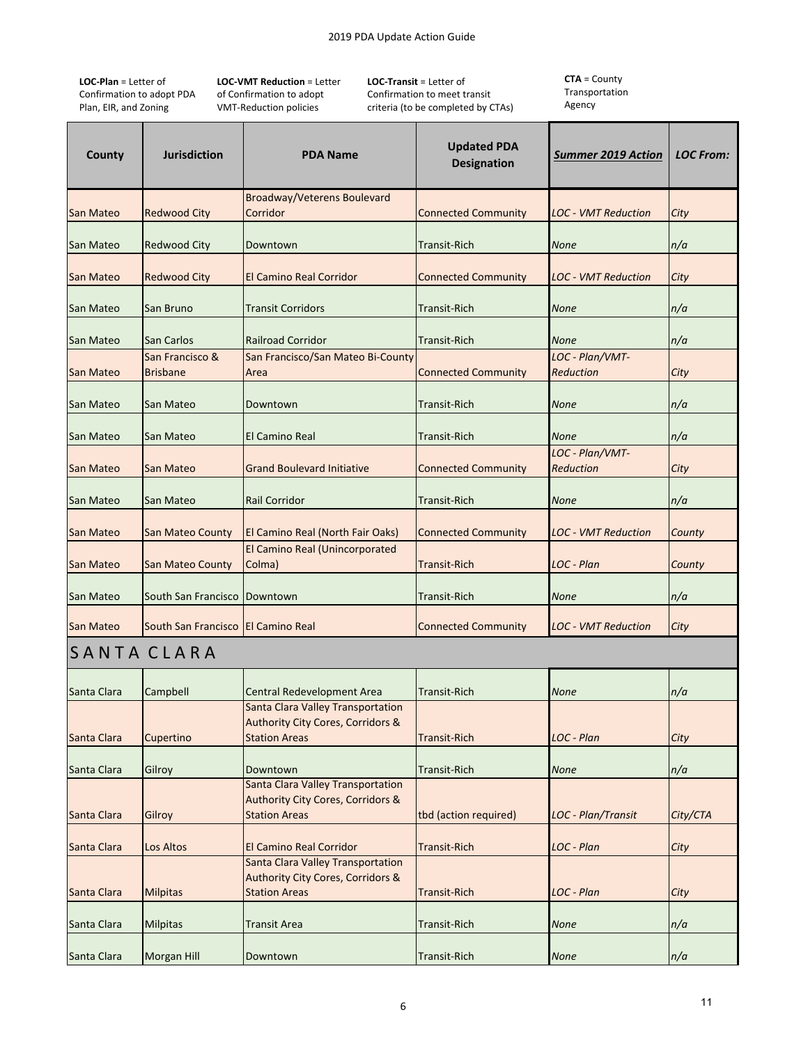**LOC-Plan** = Letter of Confirmation to adopt PDA Plan, EIR, and Zoning

**LOC-VMT Reduction** = Letter of Confirmation to adopt VMT-Reduction policies

**LOC-Transit** = Letter of Confirmation to meet transit criteria (to be completed by CTAs)

**CTA** = County Transportation Agency

| County | Jurisdiction | PDA Name | Updated PDA Designation | *Summer 2019 Action* | *LOC From:* |
|---|---|---|---|---|---|
| San Mateo | Redwood City | Broadway/Veterens Boulevard Corridor | Connected Community | *LOC - VMT Reduction* | *City* |
| San Mateo | Redwood City | Downtown | Transit-Rich | *None* | *n/a* |
| San Mateo | Redwood City | El Camino Real Corridor | Connected Community | *LOC - VMT Reduction* | *City* |
| San Mateo | San Bruno | Transit Corridors | Transit-Rich | *None* | *n/a* |
| San Mateo | San Carlos | Railroad Corridor | Transit-Rich | *None* | *n/a* |
| San Mateo | San Francisco & Brisbane | San Francisco/San Mateo Bi-County Area | Connected Community | *LOC - Plan/VMT-Reduction* | *City* |
| San Mateo | San Mateo | Downtown | Transit-Rich | *None* | *n/a* |
| San Mateo | San Mateo | El Camino Real | Transit-Rich | *None* | *n/a* |
| San Mateo | San Mateo | Grand Boulevard Initiative | Connected Community | *LOC - Plan/VMT-Reduction* | *City* |
| San Mateo | San Mateo | Rail Corridor | Transit-Rich | *None* | *n/a* |
| San Mateo | San Mateo County | El Camino Real (North Fair Oaks) | Connected Community | *LOC - VMT Reduction* | *County* |
| San Mateo | San Mateo County | El Camino Real (Unincorporated Colma) | Transit-Rich | *LOC - Plan* | *County* |
| San Mateo | South San Francisco | Downtown | Transit-Rich | *None* | *n/a* |
| San Mateo | South San Francisco | El Camino Real | Connected Community | *LOC - VMT Reduction* | *City* |
| **SANTA CLARA** | | | | | |
| Santa Clara | Campbell | Central Redevelopment Area | Transit-Rich | *None* | *n/a* |
| Santa Clara | Cupertino | Santa Clara Valley Transportation Authority City Cores, Corridors & Station Areas | Transit-Rich | *LOC - Plan* | *City* |
| Santa Clara | Gilroy | Downtown | Transit-Rich | *None* | *n/a* |
| Santa Clara | Gilroy | Santa Clara Valley Transportation Authority City Cores, Corridors & Station Areas | tbd (action required) | *LOC - Plan/Transit* | *City/CTA* |
| Santa Clara | Los Altos | El Camino Real Corridor | Transit-Rich | *LOC - Plan* | *City* |
| Santa Clara | Milpitas | Santa Clara Valley Transportation Authority City Cores, Corridors & Station Areas | Transit-Rich | *LOC - Plan* | *City* |
| Santa Clara | Milpitas | Transit Area | Transit-Rich | *None* | *n/a* |
| Santa Clara | Morgan Hill | Downtown | Transit-Rich | *None* | *n/a* |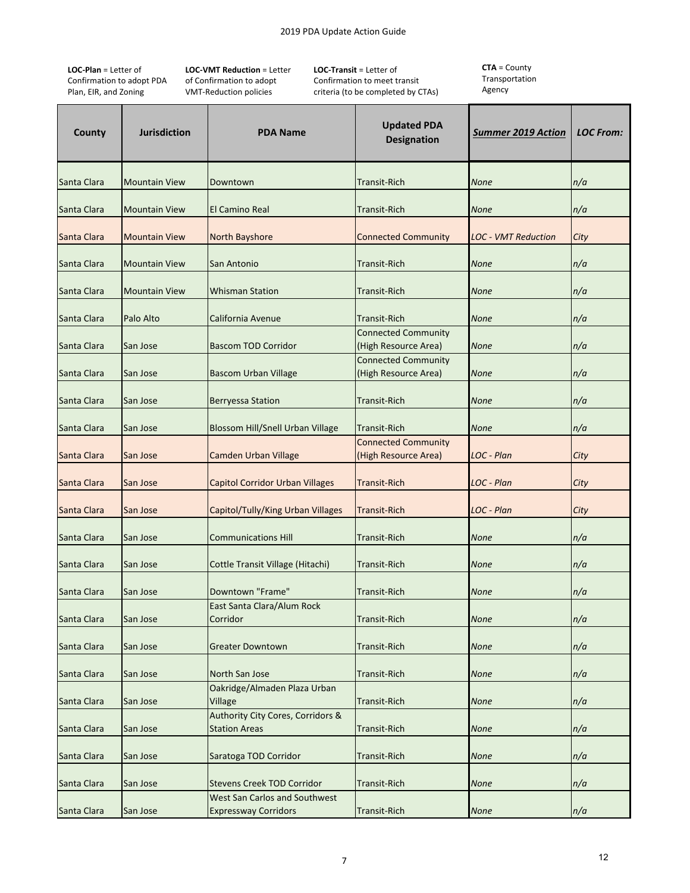**LOC-Plan** = Letter of Confirmation to adopt PDA Plan, EIR, and Zoning

**LOC-VMT Reduction** = Letter of Confirmation to adopt VMT-Reduction policies

**LOC-Transit** = Letter of Confirmation to meet transit criteria (to be completed by CTAs)

**CTA** = County Transportation Agency

| County | Jurisdiction | PDA Name | Updated PDA Designation | *Summer 2019 Action* | *LOC From:* |
|---|---|---|---|---|---|
| Santa Clara | Mountain View | Downtown | Transit-Rich | *None* | *n/a* |
| Santa Clara | Mountain View | El Camino Real | Transit-Rich | *None* | *n/a* |
| Santa Clara | Mountain View | North Bayshore | Connected Community | *LOC - VMT Reduction* | *City* |
| Santa Clara | Mountain View | San Antonio | Transit-Rich | *None* | *n/a* |
| Santa Clara | Mountain View | Whisman Station | Transit-Rich | *None* | *n/a* |
| Santa Clara | Palo Alto | California Avenue | Transit-Rich | *None* | *n/a* |
| Santa Clara | San Jose | Bascom TOD Corridor | Connected Community (High Resource Area) | *None* | *n/a* |
| Santa Clara | San Jose | Bascom Urban Village | Connected Community (High Resource Area) | *None* | *n/a* |
| Santa Clara | San Jose | Berryessa Station | Transit-Rich | *None* | *n/a* |
| Santa Clara | San Jose | Blossom Hill/Snell Urban Village | Transit-Rich | *None* | *n/a* |
| Santa Clara | San Jose | Camden Urban Village | Connected Community (High Resource Area) | *LOC - Plan* | *City* |
| Santa Clara | San Jose | Capitol Corridor Urban Villages | Transit-Rich | *LOC - Plan* | *City* |
| Santa Clara | San Jose | Capitol/Tully/King Urban Villages | Transit-Rich | *LOC - Plan* | *City* |
| Santa Clara | San Jose | Communications Hill | Transit-Rich | *None* | *n/a* |
| Santa Clara | San Jose | Cottle Transit Village (Hitachi) | Transit-Rich | *None* | *n/a* |
| Santa Clara | San Jose | Downtown "Frame" | Transit-Rich | *None* | *n/a* |
| Santa Clara | San Jose | East Santa Clara/Alum Rock Corridor | Transit-Rich | *None* | *n/a* |
| Santa Clara | San Jose | Greater Downtown | Transit-Rich | *None* | *n/a* |
| Santa Clara | San Jose | North San Jose | Transit-Rich | *None* | *n/a* |
| Santa Clara | San Jose | Oakridge/Almaden Plaza Urban Village | Transit-Rich | *None* | *n/a* |
| Santa Clara | San Jose | Authority City Cores, Corridors & Station Areas | Transit-Rich | *None* | *n/a* |
| Santa Clara | San Jose | Saratoga TOD Corridor | Transit-Rich | *None* | *n/a* |
| Santa Clara | San Jose | Stevens Creek TOD Corridor | Transit-Rich | *None* | *n/a* |
| Santa Clara | San Jose | West San Carlos and Southwest Expressway Corridors | Transit-Rich | *None* | *n/a* |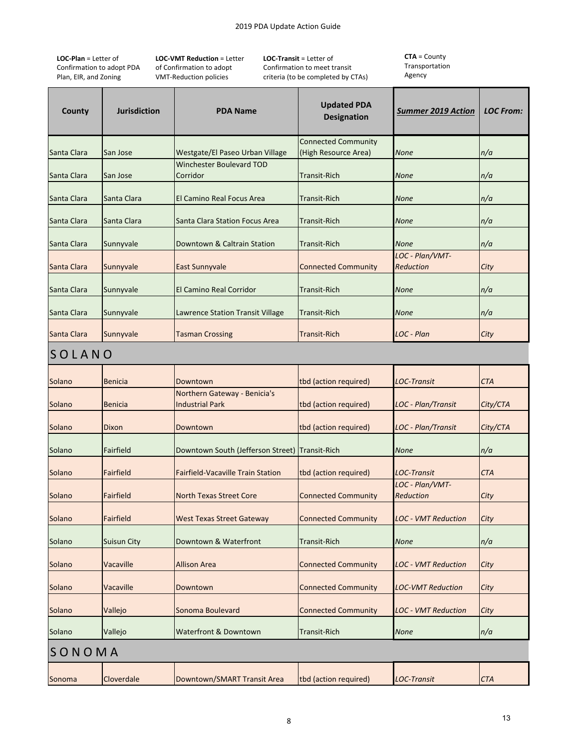**LOC-Plan** = Letter of Confirmation to adopt PDA Plan, EIR, and Zoning

**LOC-VMT Reduction** = Letter of Confirmation to adopt VMT-Reduction policies

**LOC-Transit** = Letter of Confirmation to meet transit criteria (to be completed by CTAs)

**CTA** = County Transportation Agency

| County | Jurisdiction | PDA Name | Updated PDA Designation | *Summer 2019 Action* | *LOC From:* |
|---|---|---|---|---|---|
| Santa Clara | San Jose | Westgate/El Paseo Urban Village | Connected Community (High Resource Area) | *None* | *n/a* |
| Santa Clara | San Jose | Winchester Boulevard TOD Corridor | Transit-Rich | *None* | *n/a* |
| Santa Clara | Santa Clara | El Camino Real Focus Area | Transit-Rich | *None* | *n/a* |
| Santa Clara | Santa Clara | Santa Clara Station Focus Area | Transit-Rich | *None* | *n/a* |
| Santa Clara | Sunnyvale | Downtown & Caltrain Station | Transit-Rich | *None* | *n/a* |
| Santa Clara | Sunnyvale | East Sunnyvale | Connected Community | *LOC - Plan/VMT-Reduction* | *City* |
| Santa Clara | Sunnyvale | El Camino Real Corridor | Transit-Rich | *None* | *n/a* |
| Santa Clara | Sunnyvale | Lawrence Station Transit Village | Transit-Rich | *None* | *n/a* |
| Santa Clara | Sunnyvale | Tasman Crossing | Transit-Rich | *LOC - Plan* | *City* |
| **SOLANO** | | | | | |
| Solano | Benicia | Downtown | tbd (action required) | *LOC-Transit* | *CTA* |
| Solano | Benicia | Northern Gateway - Benicia's Industrial Park | tbd (action required) | *LOC - Plan/Transit* | *City/CTA* |
| Solano | Dixon | Downtown | tbd (action required) | *LOC - Plan/Transit* | *City/CTA* |
| Solano | Fairfield | Downtown South (Jefferson Street) | Transit-Rich | *None* | *n/a* |
| Solano | Fairfield | Fairfield-Vacaville Train Station | tbd (action required) | *LOC-Transit* | *CTA* |
| Solano | Fairfield | North Texas Street Core | Connected Community | *LOC - Plan/VMT-Reduction* | *City* |
| Solano | Fairfield | West Texas Street Gateway | Connected Community | *LOC - VMT Reduction* | *City* |
| Solano | Suisun City | Downtown & Waterfront | Transit-Rich | *None* | *n/a* |
| Solano | Vacaville | Allison Area | Connected Community | *LOC - VMT Reduction* | *City* |
| Solano | Vacaville | Downtown | Connected Community | *LOC-VMT Reduction* | *City* |
| Solano | Vallejo | Sonoma Boulevard | Connected Community | *LOC - VMT Reduction* | *City* |
| Solano | Vallejo | Waterfront & Downtown | Transit-Rich | *None* | *n/a* |
| **SONOMA** | | | | | |
| Sonoma | Cloverdale | Downtown/SMART Transit Area | tbd (action required) | *LOC-Transit* | *CTA* |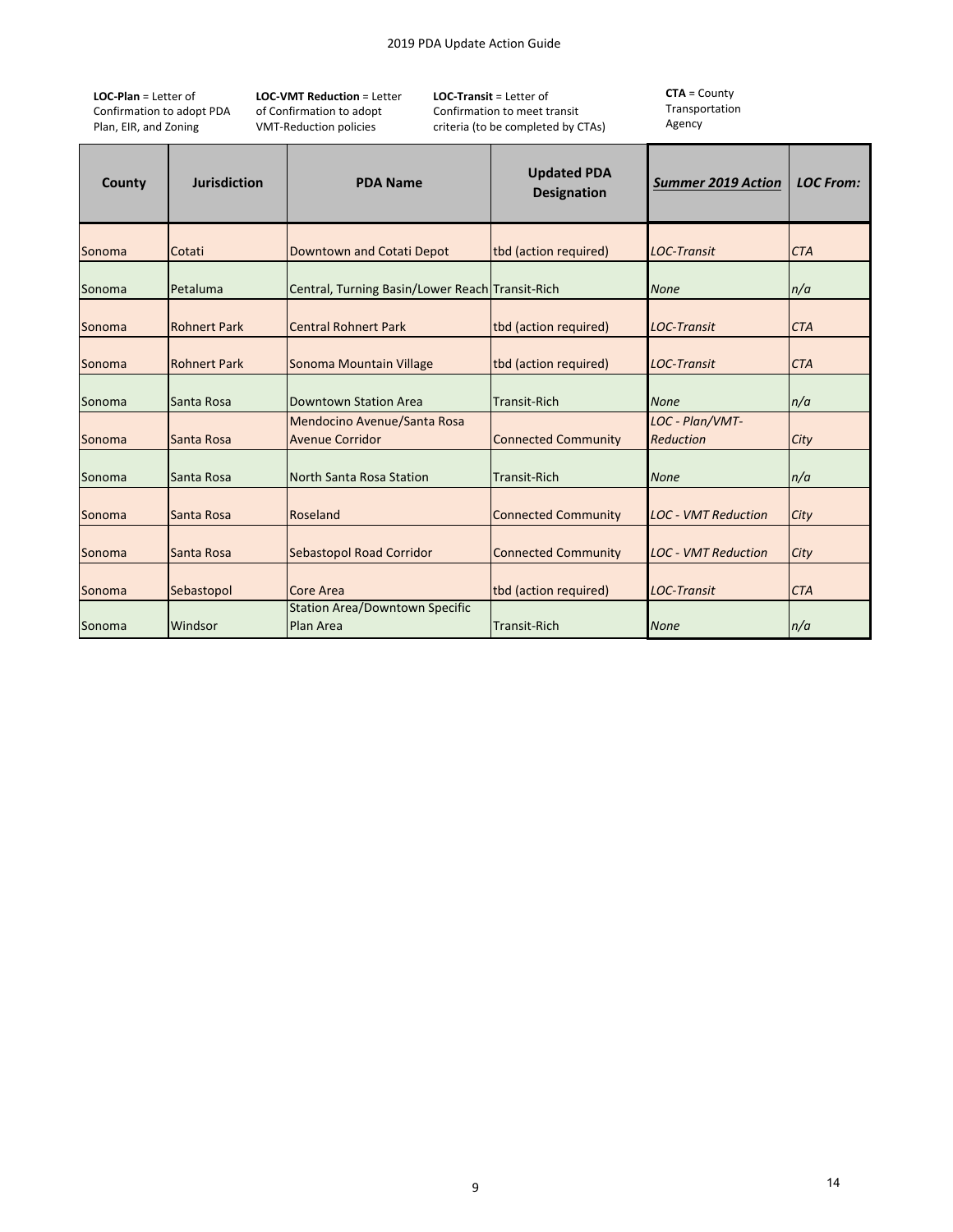**LOC-Plan** = Letter of Confirmation to adopt PDA Plan, EIR, and Zoning

**LOC-VMT Reduction** = Letter of Confirmation to adopt VMT-Reduction policies

**LOC-Transit** = Letter of Confirmation to meet transit criteria (to be completed by CTAs)

**CTA** = County Transportation Agency

| County | Jurisdiction | PDA Name | Updated PDA Designation | ***Summer 2019 Action*** | *LOC From:* |
|---|---|---|---|---|---|
| Sonoma | Cotati | Downtown and Cotati Depot | tbd (action required) | *LOC-Transit* | *CTA* |
| Sonoma | Petaluma | Central, Turning Basin/Lower Reach | Transit-Rich | *None* | *n/a* |
| Sonoma | Rohnert Park | Central Rohnert Park | tbd (action required) | *LOC-Transit* | *CTA* |
| Sonoma | Rohnert Park | Sonoma Mountain Village | tbd (action required) | *LOC-Transit* | *CTA* |
| Sonoma | Santa Rosa | Downtown Station Area | Transit-Rich | *None* | *n/a* |
| Sonoma | Santa Rosa | Mendocino Avenue/Santa Rosa Avenue Corridor | Connected Community | *LOC - Plan/VMT-Reduction* | *City* |
| Sonoma | Santa Rosa | North Santa Rosa Station | Transit-Rich | *None* | *n/a* |
| Sonoma | Santa Rosa | Roseland | Connected Community | *LOC - VMT Reduction* | *City* |
| Sonoma | Santa Rosa | Sebastopol Road Corridor | Connected Community | *LOC - VMT Reduction* | *City* |
| Sonoma | Sebastopol | Core Area | tbd (action required) | *LOC-Transit* | *CTA* |
| Sonoma | Windsor | Station Area/Downtown Specific Plan Area | Transit-Rich | *None* | *n/a* |